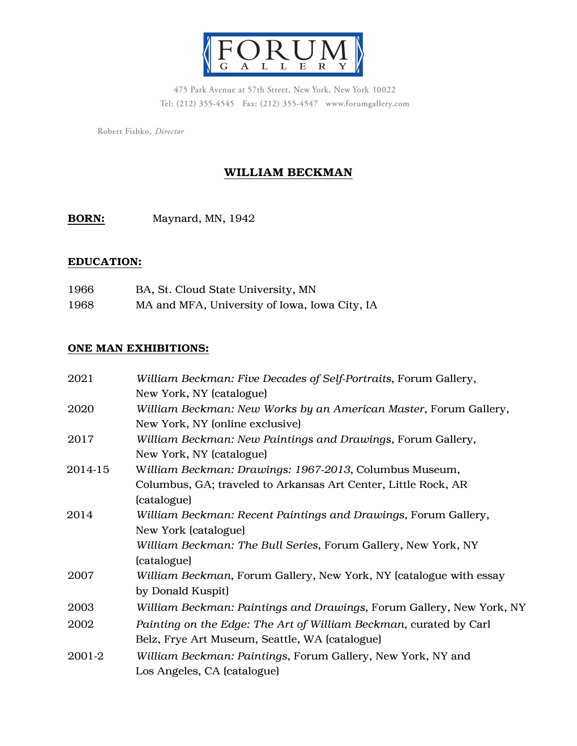# FORUM GALLERY

475 Park Avenue at 57th Street, New York, New York 10022
Tel: (212) 355-4545 Fax: (212) 355-4547 www.forumgallery.com

Robert Fishko, *Director*

## WILLIAM BECKMAN

**BORN:** Maynard, MN, 1942

**EDUCATION:**

| | |
|---|---|
| 1966 | BA, St. Cloud State University, MN |
| 1968 | MA and MFA, University of Iowa, Iowa City, IA |

**ONE MAN EXHIBITIONS:**

| | |
|---|---|
| 2021 | *William Beckman: Five Decades of Self-Portraits*, Forum Gallery, New York, NY (catalogue) |
| 2020 | *William Beckman: New Works by an American Master*, Forum Gallery, New York, NY (online exclusive) |
| 2017 | *William Beckman: New Paintings and Drawings*, Forum Gallery, New York, NY (catalogue) |
| 2014-15 | *William Beckman: Drawings: 1967-2013*, Columbus Museum, Columbus, GA; traveled to Arkansas Art Center, Little Rock, AR (catalogue) |
| 2014 | *William Beckman: Recent Paintings and Drawings*, Forum Gallery, New York (catalogue) |
| | *William Beckman: The Bull Series*, Forum Gallery, New York, NY (catalogue) |
| 2007 | *William Beckman*, Forum Gallery, New York, NY (catalogue with essay by Donald Kuspit) |
| 2003 | *William Beckman: Paintings and Drawings*, Forum Gallery, New York, NY |
| 2002 | *Painting on the Edge: The Art of William Beckman,* curated by Carl Belz, Frye Art Museum, Seattle, WA (catalogue) |
| 2001-2 | *William Beckman: Paintings*, Forum Gallery, New York, NY and Los Angeles, CA (catalogue) |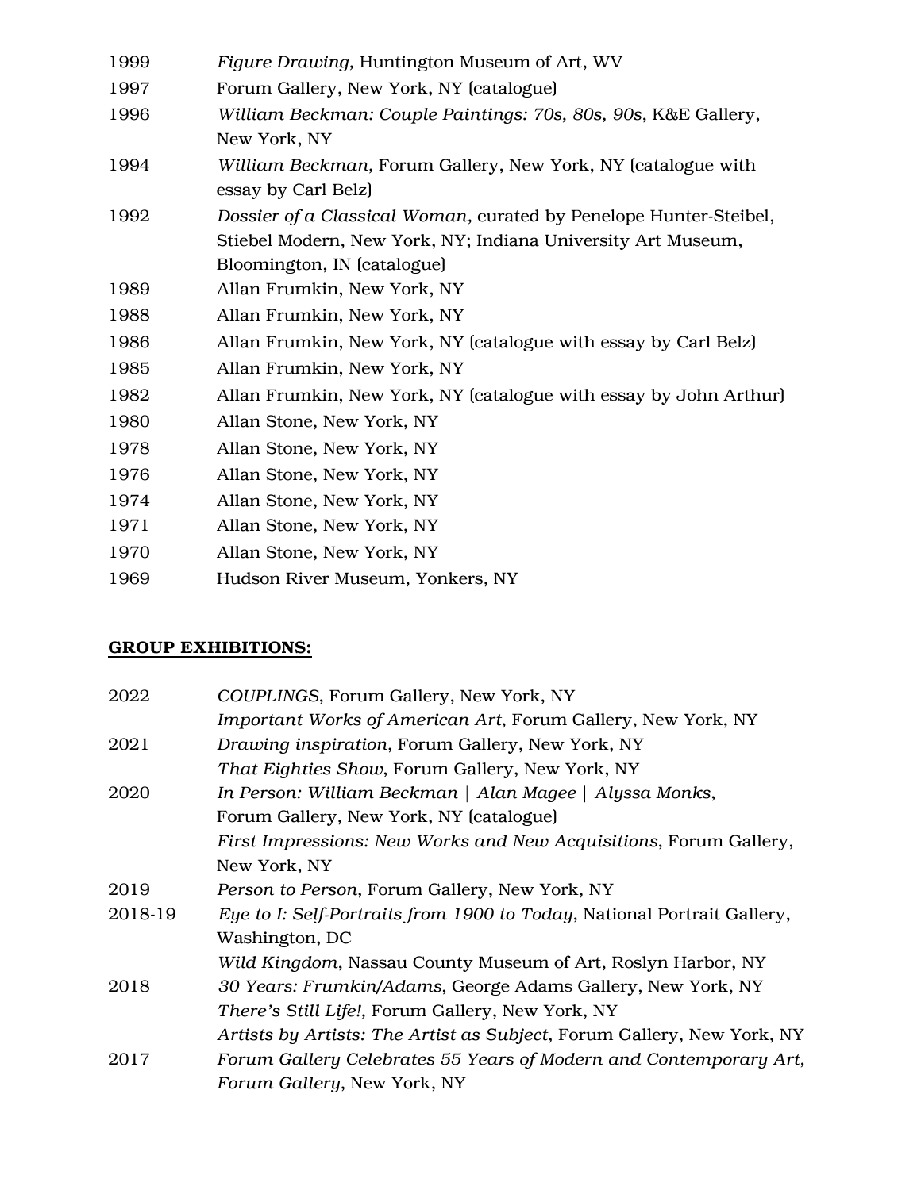1999 *Figure Drawing,* Huntington Museum of Art, WV

1997 Forum Gallery, New York, NY (catalogue)

1996 *William Beckman: Couple Paintings: 70s, 80s, 90s*, K&E Gallery, New York, NY

1994 *William Beckman,* Forum Gallery, New York, NY (catalogue with essay by Carl Belz)

1992 *Dossier of a Classical Woman,* curated by Penelope Hunter-Steibel, Stiebel Modern, New York, NY; Indiana University Art Museum, Bloomington, IN (catalogue)

1989 Allan Frumkin, New York, NY

1988 Allan Frumkin, New York, NY

1986 Allan Frumkin, New York, NY (catalogue with essay by Carl Belz)

1985 Allan Frumkin, New York, NY

1982 Allan Frumkin, New York, NY (catalogue with essay by John Arthur)

1980 Allan Stone, New York, NY

1978 Allan Stone, New York, NY

1976 Allan Stone, New York, NY

1974 Allan Stone, New York, NY

1971 Allan Stone, New York, NY

1970 Allan Stone, New York, NY

1969 Hudson River Museum, Yonkers, NY

## GROUP EXHIBITIONS:

2022 *COUPLINGS*, Forum Gallery, New York, NY
*Important Works of American Art*, Forum Gallery, New York, NY

2021 *Drawing inspiration*, Forum Gallery, New York, NY
*That Eighties Show*, Forum Gallery, New York, NY

2020 *In Person: William Beckman | Alan Magee | Alyssa Monks*, Forum Gallery, New York, NY (catalogue)
*First Impressions: New Works and New Acquisitions*, Forum Gallery, New York, NY

2019 *Person to Person*, Forum Gallery, New York, NY

2018-19 *Eye to I: Self-Portraits from 1900 to Today*, National Portrait Gallery, Washington, DC
*Wild Kingdom*, Nassau County Museum of Art, Roslyn Harbor, NY

2018 *30 Years: Frumkin/Adams*, George Adams Gallery, New York, NY
*There's Still Life!*, Forum Gallery, New York, NY
*Artists by Artists: The Artist as Subject*, Forum Gallery, New York, NY

2017 *Forum Gallery Celebrates 55 Years of Modern and Contemporary Art, Forum Gallery*, New York, NY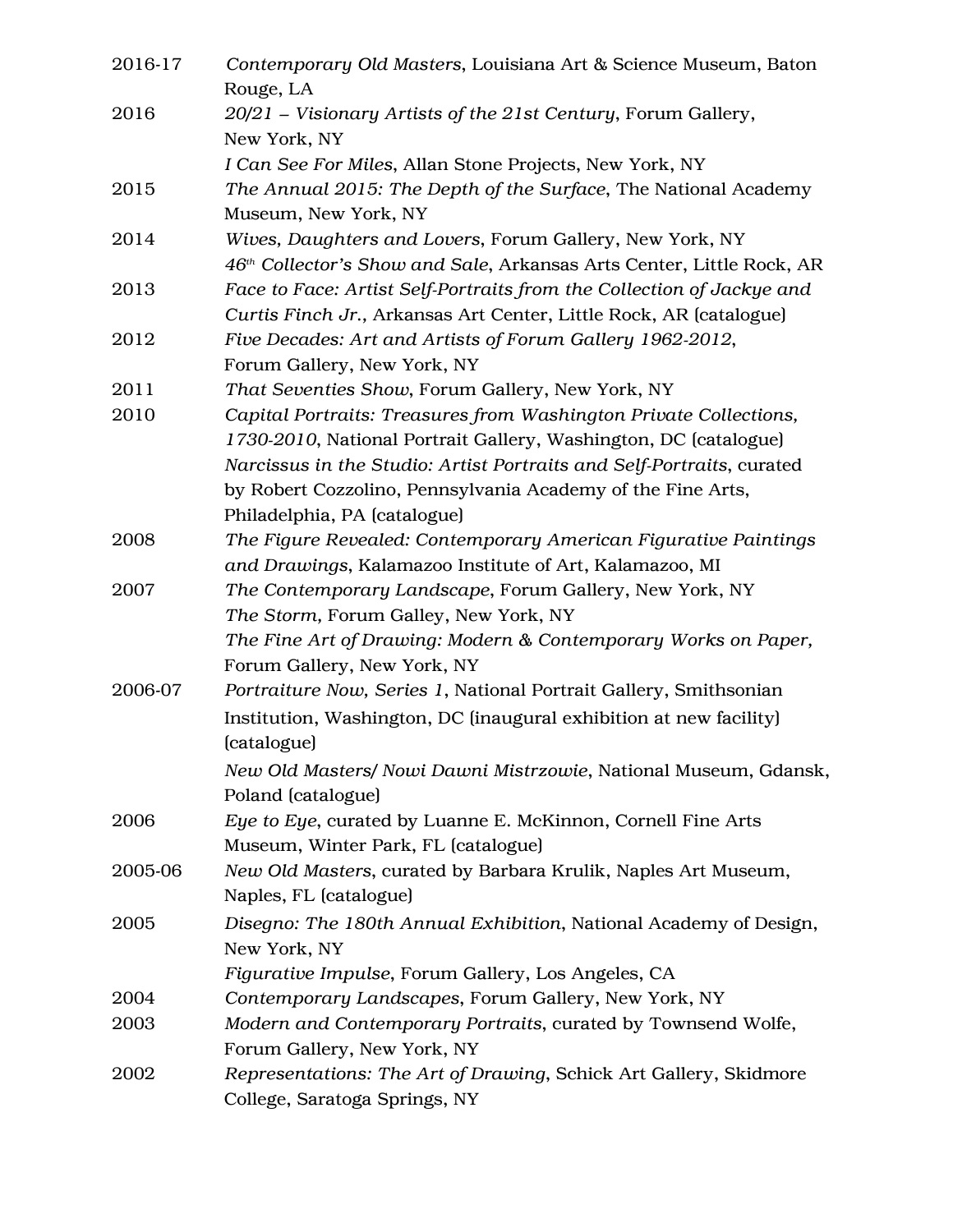2016-17 *Contemporary Old Masters*, Louisiana Art & Science Museum, Baton Rouge, LA

2016 *20/21 – Visionary Artists of the 21st Century*, Forum Gallery, New York, NY
*I Can See For Miles*, Allan Stone Projects, New York, NY

2015 *The Annual 2015: The Depth of the Surface*, The National Academy Museum, New York, NY

2014 *Wives, Daughters and Lovers*, Forum Gallery, New York, NY
*46th Collector's Show and Sale*, Arkansas Arts Center, Little Rock, AR

2013 *Face to Face: Artist Self-Portraits from the Collection of Jackye and Curtis Finch Jr.*, Arkansas Art Center, Little Rock, AR (catalogue)

2012 *Five Decades: Art and Artists of Forum Gallery 1962-2012*, Forum Gallery, New York, NY

2011 *That Seventies Show*, Forum Gallery, New York, NY

2010 *Capital Portraits: Treasures from Washington Private Collections, 1730-2010*, National Portrait Gallery, Washington, DC (catalogue)
*Narcissus in the Studio: Artist Portraits and Self-Portraits*, curated by Robert Cozzolino, Pennsylvania Academy of the Fine Arts, Philadelphia, PA (catalogue)

2008 *The Figure Revealed: Contemporary American Figurative Paintings and Drawings*, Kalamazoo Institute of Art, Kalamazoo, MI

2007 *The Contemporary Landscape*, Forum Gallery, New York, NY
*The Storm*, Forum Galley, New York, NY
*The Fine Art of Drawing: Modern & Contemporary Works on Paper*, Forum Gallery, New York, NY

2006-07 *Portraiture Now, Series 1*, National Portrait Gallery, Smithsonian Institution, Washington, DC (inaugural exhibition at new facility) (catalogue)
*New Old Masters/ Nowi Dawni Mistrzowie*, National Museum, Gdansk, Poland (catalogue)

2006 *Eye to Eye*, curated by Luanne E. McKinnon, Cornell Fine Arts Museum, Winter Park, FL (catalogue)

2005-06 *New Old Masters*, curated by Barbara Krulik, Naples Art Museum, Naples, FL (catalogue)

2005 *Disegno: The 180th Annual Exhibition*, National Academy of Design, New York, NY
*Figurative Impulse*, Forum Gallery, Los Angeles, CA

2004 *Contemporary Landscapes*, Forum Gallery, New York, NY

2003 *Modern and Contemporary Portraits*, curated by Townsend Wolfe, Forum Gallery, New York, NY

2002 *Representations: The Art of Drawing*, Schick Art Gallery, Skidmore College, Saratoga Springs, NY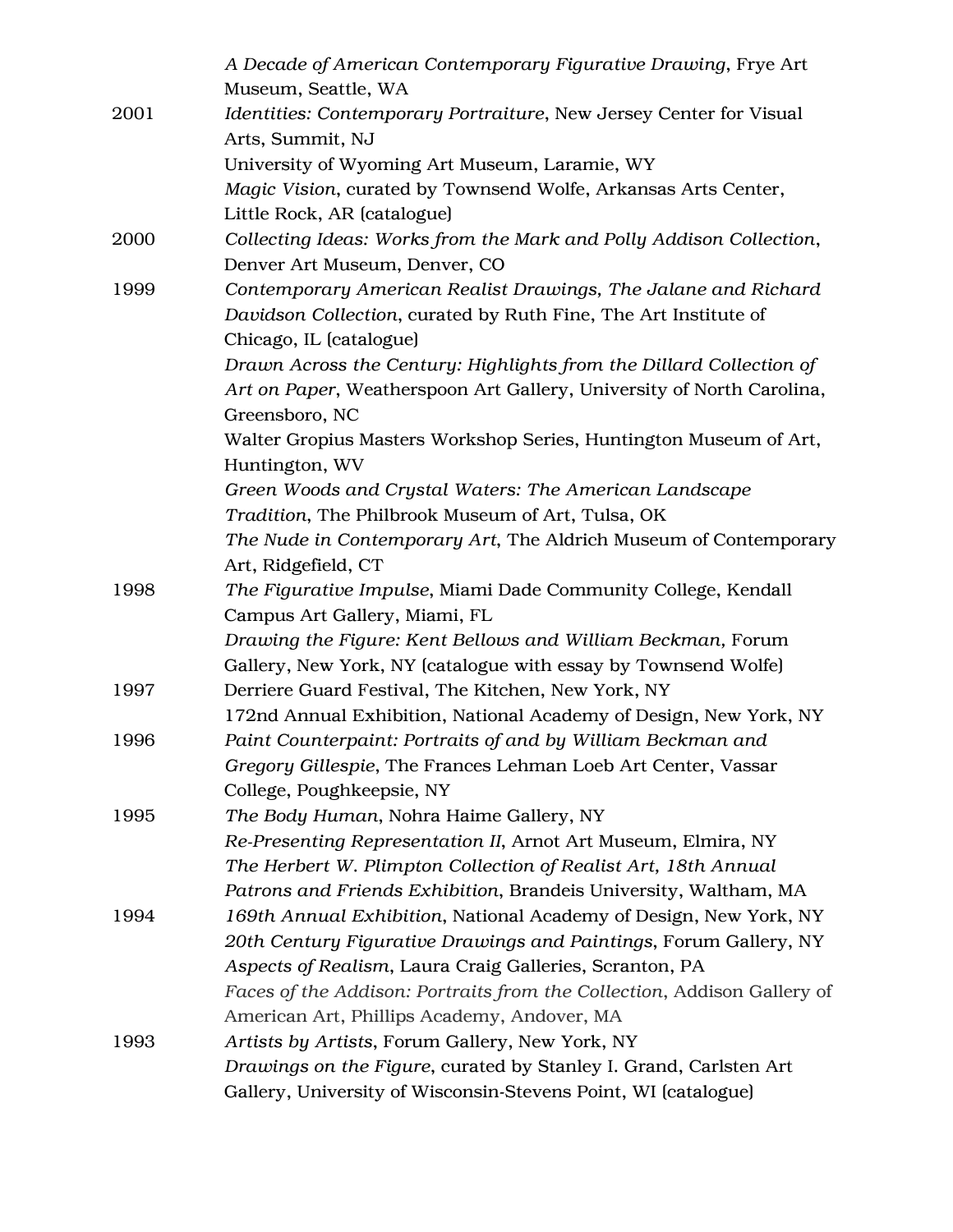*A Decade of American Contemporary Figurative Drawing*, Frye Art Museum, Seattle, WA

2001 *Identities: Contemporary Portraiture*, New Jersey Center for Visual Arts, Summit, NJ
University of Wyoming Art Museum, Laramie, WY
*Magic Vision*, curated by Townsend Wolfe, Arkansas Arts Center, Little Rock, AR (catalogue)

2000 *Collecting Ideas: Works from the Mark and Polly Addison Collection*, Denver Art Museum, Denver, CO

1999 *Contemporary American Realist Drawings, The Jalane and Richard Davidson Collection*, curated by Ruth Fine, The Art Institute of Chicago, IL (catalogue)
*Drawn Across the Century: Highlights from the Dillard Collection of Art on Paper*, Weatherspoon Art Gallery, University of North Carolina, Greensboro, NC
Walter Gropius Masters Workshop Series, Huntington Museum of Art, Huntington, WV
*Green Woods and Crystal Waters: The American Landscape Tradition*, The Philbrook Museum of Art, Tulsa, OK
*The Nude in Contemporary Art*, The Aldrich Museum of Contemporary Art, Ridgefield, CT

1998 *The Figurative Impulse*, Miami Dade Community College, Kendall Campus Art Gallery, Miami, FL
*Drawing the Figure: Kent Bellows and William Beckman*, Forum Gallery, New York, NY (catalogue with essay by Townsend Wolfe)

1997 Derriere Guard Festival, The Kitchen, New York, NY
172nd Annual Exhibition, National Academy of Design, New York, NY

1996 *Paint Counterpaint: Portraits of and by William Beckman and Gregory Gillespie*, The Frances Lehman Loeb Art Center, Vassar College, Poughkeepsie, NY

1995 *The Body Human*, Nohra Haime Gallery, NY
*Re-Presenting Representation II*, Arnot Art Museum, Elmira, NY
*The Herbert W. Plimpton Collection of Realist Art, 18th Annual Patrons and Friends Exhibition*, Brandeis University, Waltham, MA

1994 *169th Annual Exhibition*, National Academy of Design, New York, NY
*20th Century Figurative Drawings and Paintings*, Forum Gallery, NY
*Aspects of Realism*, Laura Craig Galleries, Scranton, PA
*Faces of the Addison: Portraits from the Collection*, Addison Gallery of American Art, Phillips Academy, Andover, MA

1993 *Artists by Artists*, Forum Gallery, New York, NY
*Drawings on the Figure*, curated by Stanley I. Grand, Carlsten Art Gallery, University of Wisconsin-Stevens Point, WI (catalogue)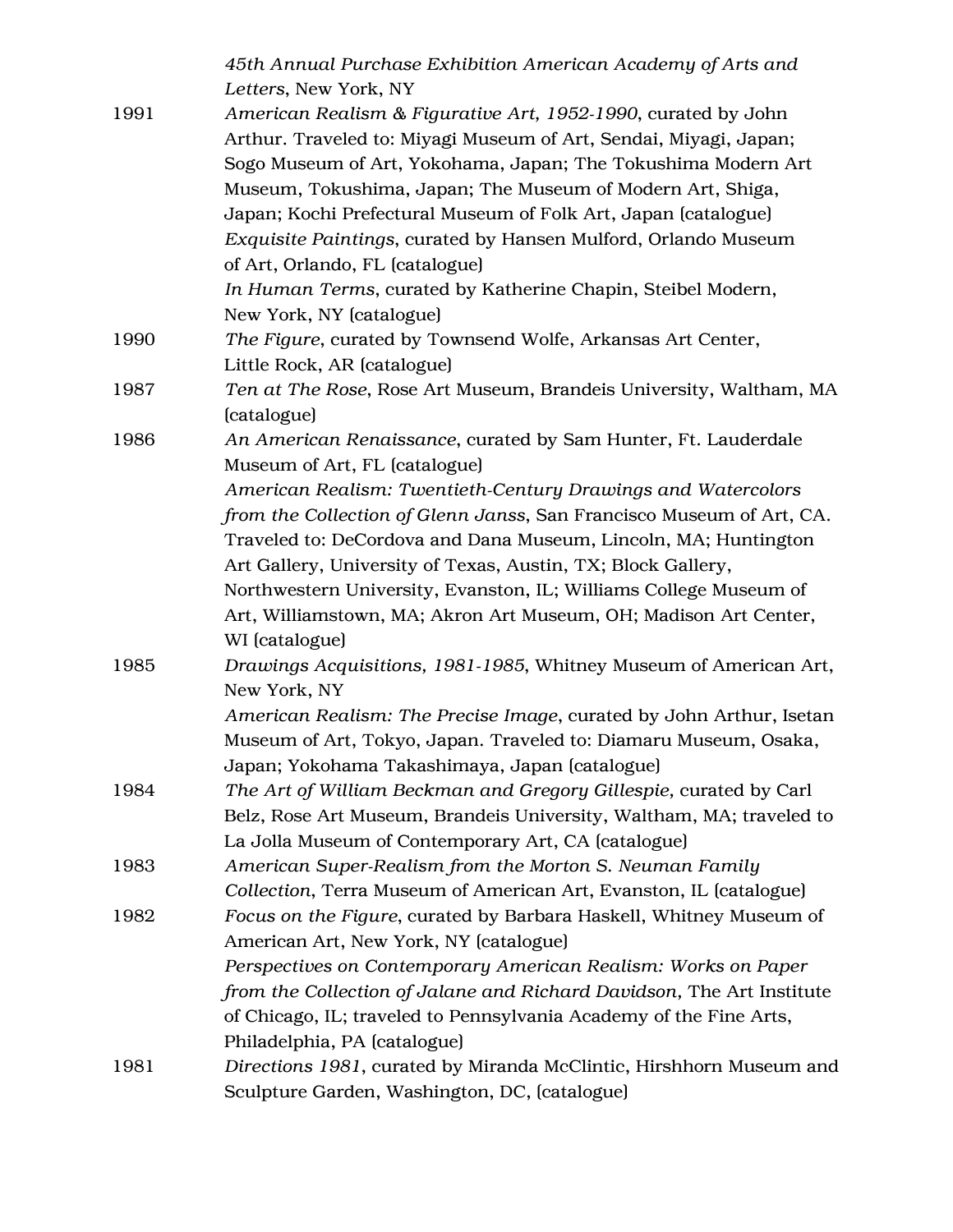*45th Annual Purchase Exhibition American Academy of Arts and Letters*, New York, NY

1991 *American Realism & Figurative Art, 1952-1990*, curated by John Arthur. Traveled to: Miyagi Museum of Art, Sendai, Miyagi, Japan; Sogo Museum of Art, Yokohama, Japan; The Tokushima Modern Art Museum, Tokushima, Japan; The Museum of Modern Art, Shiga, Japan; Kochi Prefectural Museum of Folk Art, Japan (catalogue)

*Exquisite Paintings*, curated by Hansen Mulford, Orlando Museum of Art, Orlando, FL (catalogue)

*In Human Terms*, curated by Katherine Chapin, Steibel Modern, New York, NY (catalogue)

1990 *The Figure*, curated by Townsend Wolfe, Arkansas Art Center, Little Rock, AR (catalogue)

1987 *Ten at The Rose*, Rose Art Museum, Brandeis University, Waltham, MA (catalogue)

1986 *An American Renaissance*, curated by Sam Hunter, Ft. Lauderdale Museum of Art, FL (catalogue)

*American Realism: Twentieth-Century Drawings and Watercolors from the Collection of Glenn Janss*, San Francisco Museum of Art, CA. Traveled to: DeCordova and Dana Museum, Lincoln, MA; Huntington Art Gallery, University of Texas, Austin, TX; Block Gallery, Northwestern University, Evanston, IL; Williams College Museum of Art, Williamstown, MA; Akron Art Museum, OH; Madison Art Center, WI (catalogue)

1985 *Drawings Acquisitions, 1981-1985*, Whitney Museum of American Art, New York, NY

*American Realism: The Precise Image*, curated by John Arthur, Isetan Museum of Art, Tokyo, Japan. Traveled to: Diamaru Museum, Osaka, Japan; Yokohama Takashimaya, Japan (catalogue)

1984 *The Art of William Beckman and Gregory Gillespie*, curated by Carl Belz, Rose Art Museum, Brandeis University, Waltham, MA; traveled to La Jolla Museum of Contemporary Art, CA (catalogue)

1983 *American Super-Realism from the Morton S. Neuman Family Collection*, Terra Museum of American Art, Evanston, IL (catalogue)

1982 *Focus on the Figure*, curated by Barbara Haskell, Whitney Museum of American Art, New York, NY (catalogue)

*Perspectives on Contemporary American Realism: Works on Paper from the Collection of Jalane and Richard Davidson*, The Art Institute of Chicago, IL; traveled to Pennsylvania Academy of the Fine Arts, Philadelphia, PA (catalogue)

1981 *Directions 1981*, curated by Miranda McClintic, Hirshhorn Museum and Sculpture Garden, Washington, DC, (catalogue)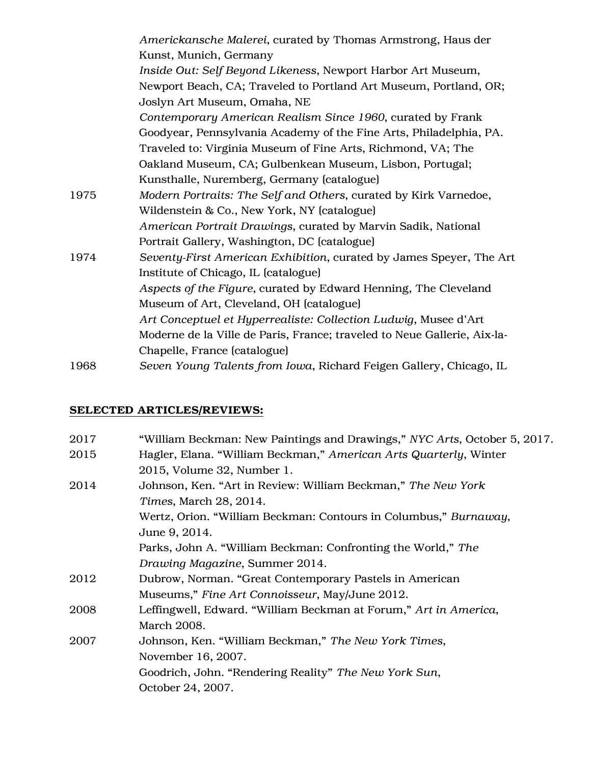| | |
|---|---|
| | *Americkansche Malerei*, curated by Thomas Armstrong, Haus der Kunst, Munich, Germany |
| | *Inside Out: Self Beyond Likeness*, Newport Harbor Art Museum, Newport Beach, CA; Traveled to Portland Art Museum, Portland, OR; Joslyn Art Museum, Omaha, NE |
| | *Contemporary American Realism Since 1960*, curated by Frank Goodyear, Pennsylvania Academy of the Fine Arts, Philadelphia, PA. Traveled to: Virginia Museum of Fine Arts, Richmond, VA; The Oakland Museum, CA; Gulbenkean Museum, Lisbon, Portugal; Kunsthalle, Nuremberg, Germany (catalogue) |
| 1975 | *Modern Portraits: The Self and Others*, curated by Kirk Varnedoe, Wildenstein & Co., New York, NY (catalogue) |
| | *American Portrait Drawings*, curated by Marvin Sadik, National Portrait Gallery, Washington, DC (catalogue) |
| 1974 | *Seventy-First American Exhibition*, curated by James Speyer, The Art Institute of Chicago, IL (catalogue) |
| | *Aspects of the Figure*, curated by Edward Henning, The Cleveland Museum of Art, Cleveland, OH (catalogue) |
| | *Art Conceptuel et Hyperrealiste: Collection Ludwig*, Musee d'Art Moderne de la Ville de Paris, France; traveled to Neue Gallerie, Aix-la-Chapelle, France (catalogue) |
| 1968 | *Seven Young Talents from Iowa*, Richard Feigen Gallery, Chicago, IL |

**SELECTED ARTICLES/REVIEWS:**

| | |
|---|---|
| 2017 | "William Beckman: New Paintings and Drawings," *NYC Arts*, October 5, 2017. |
| 2015 | Hagler, Elana. "William Beckman," *American Arts Quarterly*, Winter 2015, Volume 32, Number 1. |
| 2014 | Johnson, Ken. "Art in Review: William Beckman," *The New York Times*, March 28, 2014. |
| | Wertz, Orion. "William Beckman: Contours in Columbus," *Burnaway*, June 9, 2014. |
| | Parks, John A. "William Beckman: Confronting the World," *The Drawing Magazine*, Summer 2014. |
| 2012 | Dubrow, Norman. "Great Contemporary Pastels in American Museums," *Fine Art Connoisseur*, May/June 2012. |
| 2008 | Leffingwell, Edward. "William Beckman at Forum," *Art in America*, March 2008. |
| 2007 | Johnson, Ken. "William Beckman," *The New York Times*, November 16, 2007. |
| | Goodrich, John. "Rendering Reality" *The New York Sun*, October 24, 2007. |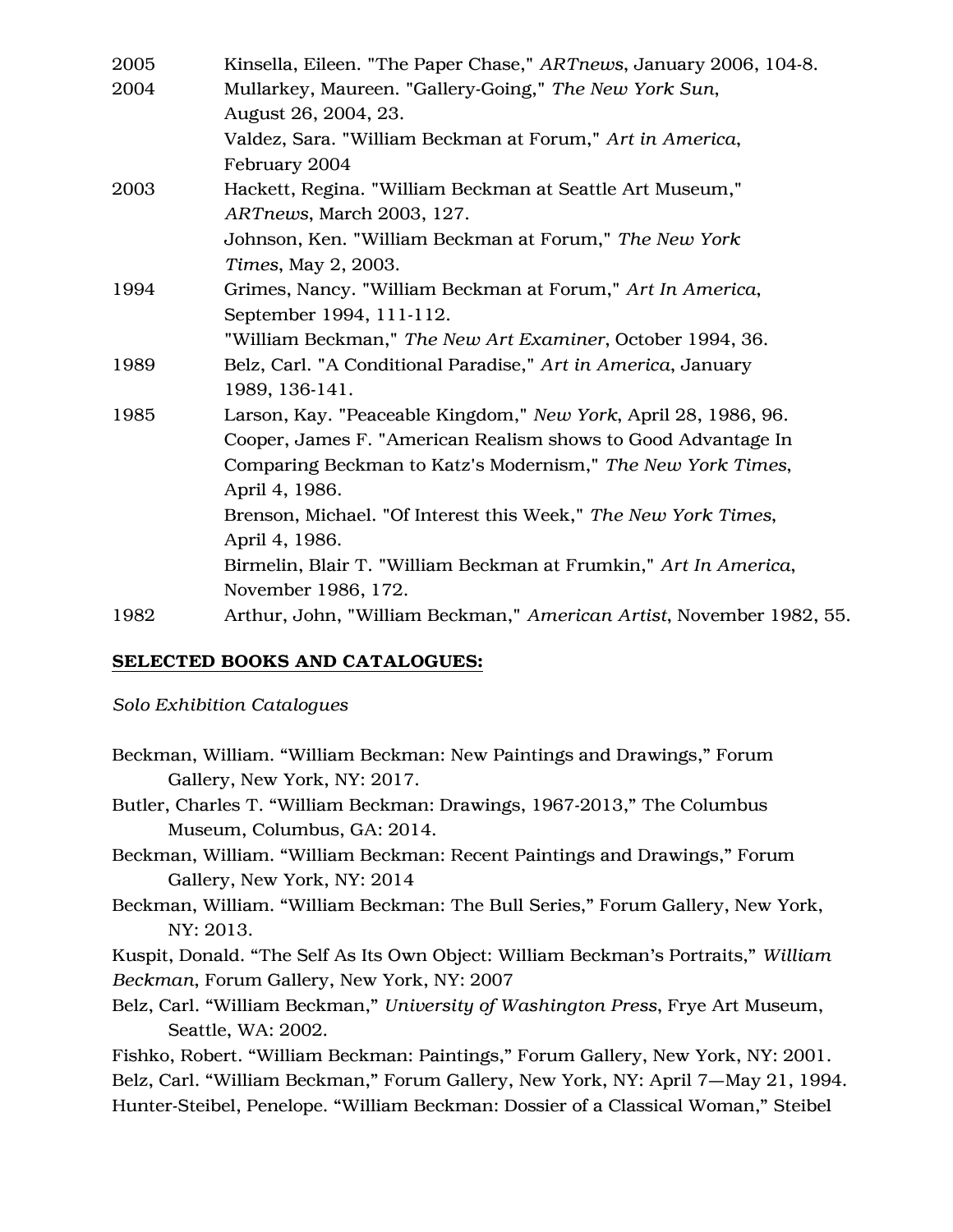2005 Kinsella, Eileen. "The Paper Chase," *ARTnews*, January 2006, 104-8.

2004 Mullarkey, Maureen. "Gallery-Going," *The New York Sun*, August 26, 2004, 23.
Valdez, Sara. "William Beckman at Forum," *Art in America*, February 2004

2003 Hackett, Regina. "William Beckman at Seattle Art Museum," *ARTnews*, March 2003, 127.
Johnson, Ken. "William Beckman at Forum," *The New York Times*, May 2, 2003.

1994 Grimes, Nancy. "William Beckman at Forum," *Art In America*, September 1994, 111-112.
"William Beckman," *The New Art Examiner*, October 1994, 36.

1989 Belz, Carl. "A Conditional Paradise," *Art in America*, January 1989, 136-141.

1985 Larson, Kay. "Peaceable Kingdom," *New York*, April 28, 1986, 96.
Cooper, James F. "American Realism shows to Good Advantage In Comparing Beckman to Katz's Modernism," *The New York Times*, April 4, 1986.
Brenson, Michael. "Of Interest this Week," *The New York Times*, April 4, 1986.
Birmelin, Blair T. "William Beckman at Frumkin," *Art In America*, November 1986, 172.

1982 Arthur, John, "William Beckman," *American Artist*, November 1982, 55.

**SELECTED BOOKS AND CATALOGUES:**

*Solo Exhibition Catalogues*

Beckman, William. “William Beckman: New Paintings and Drawings,” Forum Gallery, New York, NY: 2017.

Butler, Charles T. “William Beckman: Drawings, 1967-2013,” The Columbus Museum, Columbus, GA: 2014.

Beckman, William. “William Beckman: Recent Paintings and Drawings,” Forum Gallery, New York, NY: 2014

Beckman, William. “William Beckman: The Bull Series,” Forum Gallery, New York, NY: 2013.

Kuspit, Donald. “The Self As Its Own Object: William Beckman’s Portraits,” *William Beckman*, Forum Gallery, New York, NY: 2007

Belz, Carl. “William Beckman,” *University of Washington Press*, Frye Art Museum, Seattle, WA: 2002.

Fishko, Robert. “William Beckman: Paintings,” Forum Gallery, New York, NY: 2001.

Belz, Carl. “William Beckman,” Forum Gallery, New York, NY: April 7—May 21, 1994.

Hunter-Steibel, Penelope. “William Beckman: Dossier of a Classical Woman,” Steibel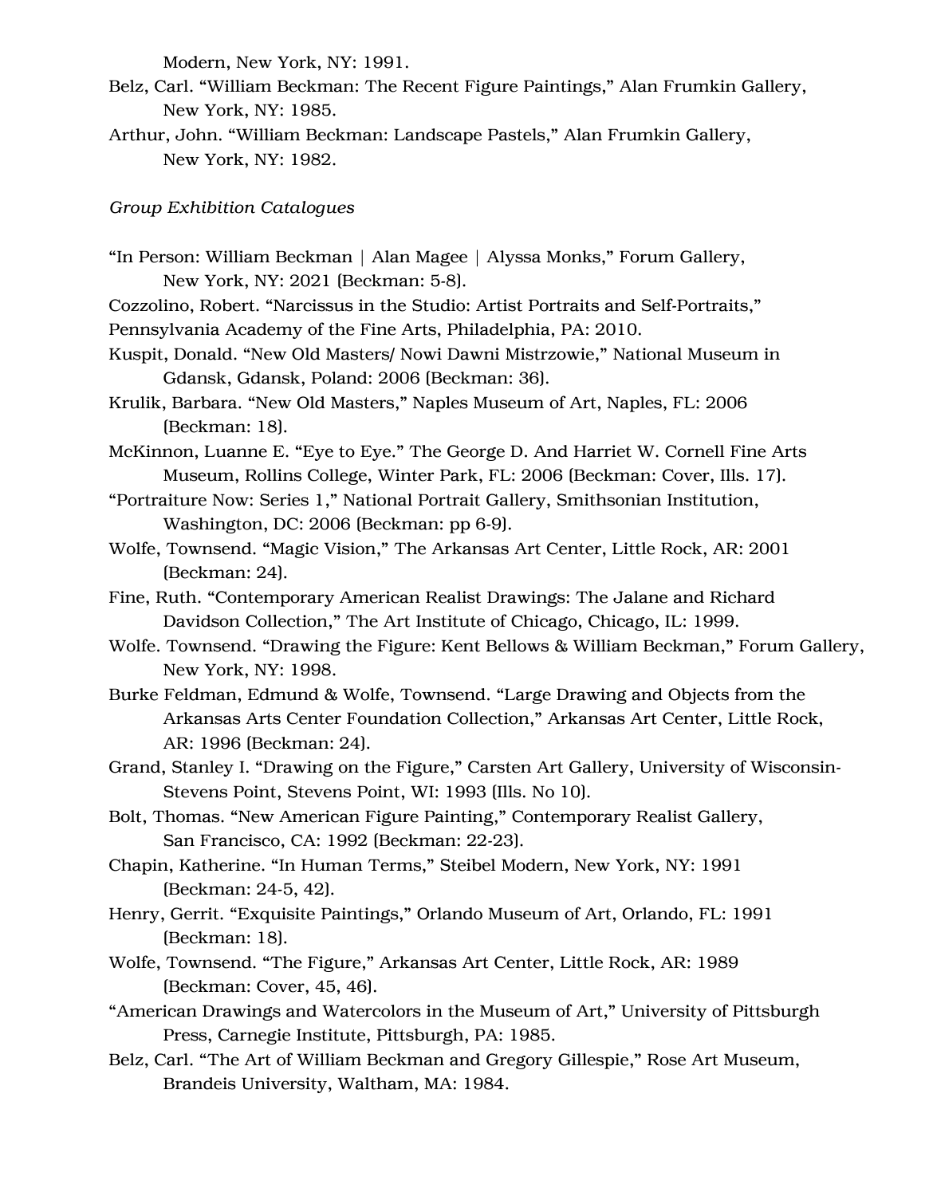Modern, New York, NY: 1991.

Belz, Carl. “William Beckman: The Recent Figure Paintings,” Alan Frumkin Gallery, New York, NY: 1985.

Arthur, John. “William Beckman: Landscape Pastels,” Alan Frumkin Gallery, New York, NY: 1982.

*Group Exhibition Catalogues*

“In Person: William Beckman | Alan Magee | Alyssa Monks,” Forum Gallery, New York, NY: 2021 (Beckman: 5-8).

Cozzolino, Robert. “Narcissus in the Studio: Artist Portraits and Self-Portraits,” Pennsylvania Academy of the Fine Arts, Philadelphia, PA: 2010.

Kuspit, Donald. “New Old Masters/ Nowi Dawni Mistrzowie,” National Museum in Gdansk, Gdansk, Poland: 2006 (Beckman: 36).

Krulik, Barbara. “New Old Masters,” Naples Museum of Art, Naples, FL: 2006 (Beckman: 18).

McKinnon, Luanne E. “Eye to Eye.” The George D. And Harriet W. Cornell Fine Arts Museum, Rollins College, Winter Park, FL: 2006 (Beckman: Cover, Ills. 17).

“Portraiture Now: Series 1,” National Portrait Gallery, Smithsonian Institution, Washington, DC: 2006 (Beckman: pp 6-9).

Wolfe, Townsend. “Magic Vision,” The Arkansas Art Center, Little Rock, AR: 2001 (Beckman: 24).

Fine, Ruth. “Contemporary American Realist Drawings: The Jalane and Richard Davidson Collection,” The Art Institute of Chicago, Chicago, IL: 1999.

Wolfe. Townsend. “Drawing the Figure: Kent Bellows & William Beckman,” Forum Gallery, New York, NY: 1998.

Burke Feldman, Edmund & Wolfe, Townsend. “Large Drawing and Objects from the Arkansas Arts Center Foundation Collection,” Arkansas Art Center, Little Rock, AR: 1996 (Beckman: 24).

Grand, Stanley I. “Drawing on the Figure,” Carsten Art Gallery, University of Wisconsin-Stevens Point, Stevens Point, WI: 1993 (Ills. No 10).

Bolt, Thomas. “New American Figure Painting,” Contemporary Realist Gallery, San Francisco, CA: 1992 (Beckman: 22-23).

Chapin, Katherine. “In Human Terms,” Steibel Modern, New York, NY: 1991 (Beckman: 24-5, 42).

Henry, Gerrit. “Exquisite Paintings,” Orlando Museum of Art, Orlando, FL: 1991 (Beckman: 18).

Wolfe, Townsend. “The Figure,” Arkansas Art Center, Little Rock, AR: 1989 (Beckman: Cover, 45, 46).

“American Drawings and Watercolors in the Museum of Art,” University of Pittsburgh Press, Carnegie Institute, Pittsburgh, PA: 1985.

Belz, Carl. “The Art of William Beckman and Gregory Gillespie,” Rose Art Museum, Brandeis University, Waltham, MA: 1984.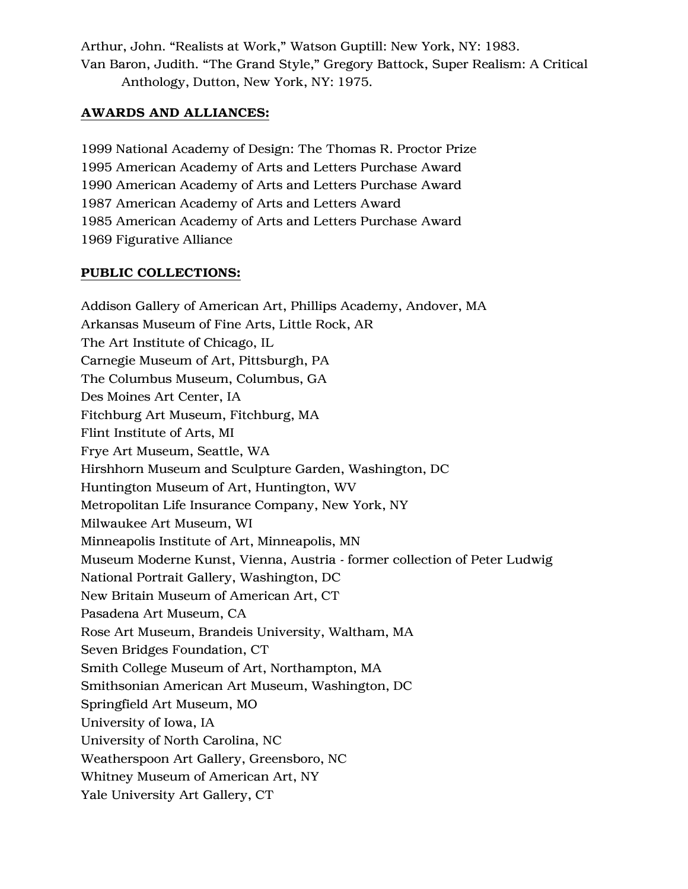Arthur, John. “Realists at Work,” Watson Guptill: New York, NY: 1983.

Van Baron, Judith. “The Grand Style,” Gregory Battock, Super Realism: A Critical Anthology, Dutton, New York, NY: 1975.

**AWARDS AND ALLIANCES:**

1999 National Academy of Design: The Thomas R. Proctor Prize
1995 American Academy of Arts and Letters Purchase Award
1990 American Academy of Arts and Letters Purchase Award
1987 American Academy of Arts and Letters Award
1985 American Academy of Arts and Letters Purchase Award
1969 Figurative Alliance

**PUBLIC COLLECTIONS:**

Addison Gallery of American Art, Phillips Academy, Andover, MA
Arkansas Museum of Fine Arts, Little Rock, AR
The Art Institute of Chicago, IL
Carnegie Museum of Art, Pittsburgh, PA
The Columbus Museum, Columbus, GA
Des Moines Art Center, IA
Fitchburg Art Museum, Fitchburg, MA
Flint Institute of Arts, MI
Frye Art Museum, Seattle, WA
Hirshhorn Museum and Sculpture Garden, Washington, DC
Huntington Museum of Art, Huntington, WV
Metropolitan Life Insurance Company, New York, NY
Milwaukee Art Museum, WI
Minneapolis Institute of Art, Minneapolis, MN
Museum Moderne Kunst, Vienna, Austria - former collection of Peter Ludwig
National Portrait Gallery, Washington, DC
New Britain Museum of American Art, CT
Pasadena Art Museum, CA
Rose Art Museum, Brandeis University, Waltham, MA
Seven Bridges Foundation, CT
Smith College Museum of Art, Northampton, MA
Smithsonian American Art Museum, Washington, DC
Springfield Art Museum, MO
University of Iowa, IA
University of North Carolina, NC
Weatherspoon Art Gallery, Greensboro, NC
Whitney Museum of American Art, NY
Yale University Art Gallery, CT